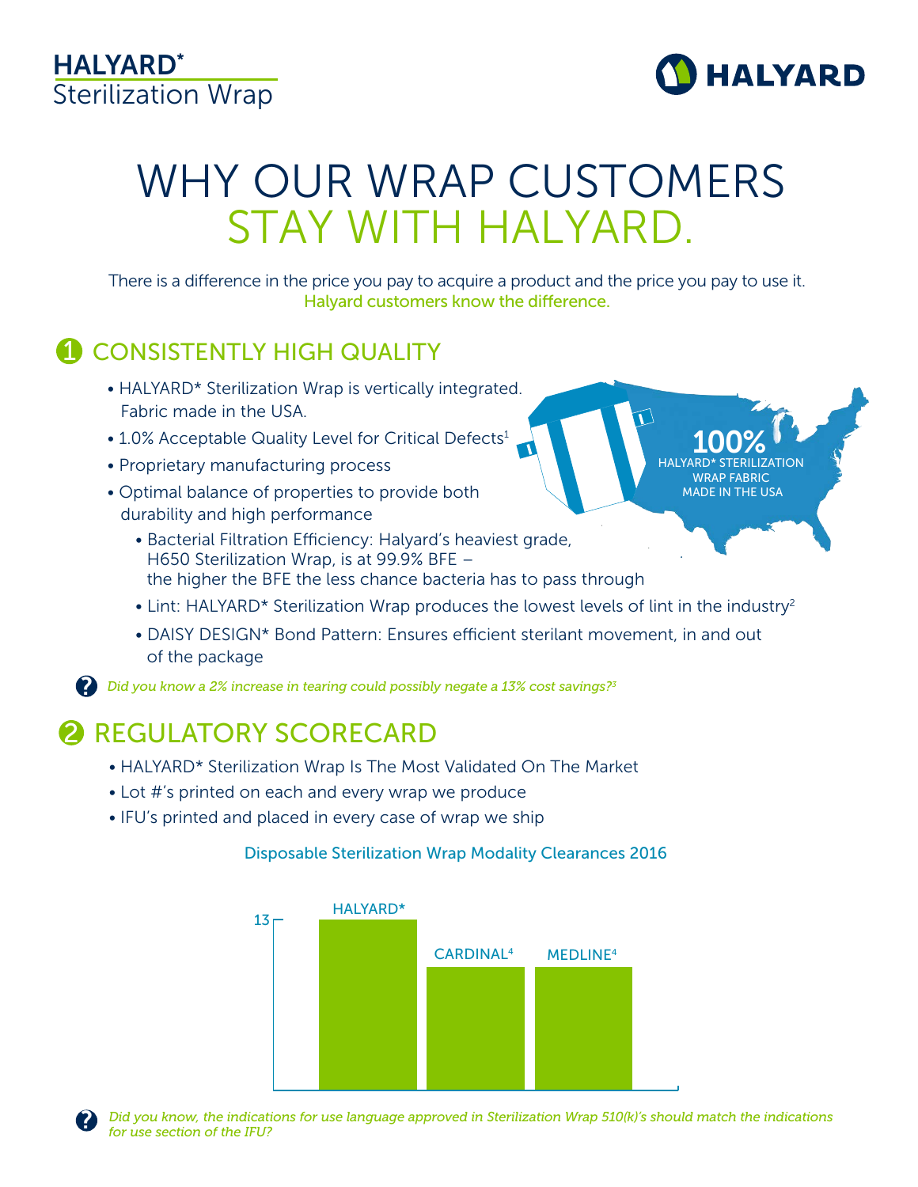**HALYARD*** Sterilization Wrap

# WHY OUR WRAP CUSTOMERS STAY WITH HALYARD.

There is a difference in the price you pay to acquire a product and the price you pay to use it.
Halyard customers know the difference.

## 1 CONSISTENTLY HIGH QUALITY

- HALYARD* Sterilization Wrap is vertically integrated. Fabric made in the USA.
- 1.0% Acceptable Quality Level for Critical Defects[1]
- Proprietary manufacturing process
- Optimal balance of properties to provide both durability and high performance
  - Bacterial Filtration Efficiency: Halyard's heaviest grade, H650 Sterilization Wrap, is at 99.9% BFE – the higher the BFE the less chance bacteria has to pass through
  - Lint: HALYARD* Sterilization Wrap produces the lowest levels of lint in the industry[2]
  - DAISY DESIGN* Bond Pattern: Ensures efficient sterilant movement, in and out of the package

**100%** HALYARD* STERILIZATION WRAP FABRIC MADE IN THE USA

*Did you know a 2% increase in tearing could possibly negate a 13% cost savings?[3]*

## 2 REGULATORY SCORECARD

- HALYARD* Sterilization Wrap Is The Most Validated On The Market
- Lot #'s printed on each and every wrap we produce
- IFU's printed and placed in every case of wrap we ship

Disposable Sterilization Wrap Modality Clearances 2016

| | Clearances |
|---|---|
| HALYARD* | 13 |
| CARDINAL[4] | |
| MEDLINE[4] | |

*Did you know, the indications for use language approved in Sterilization Wrap 510(k)'s should match the indications for use section of the IFU?*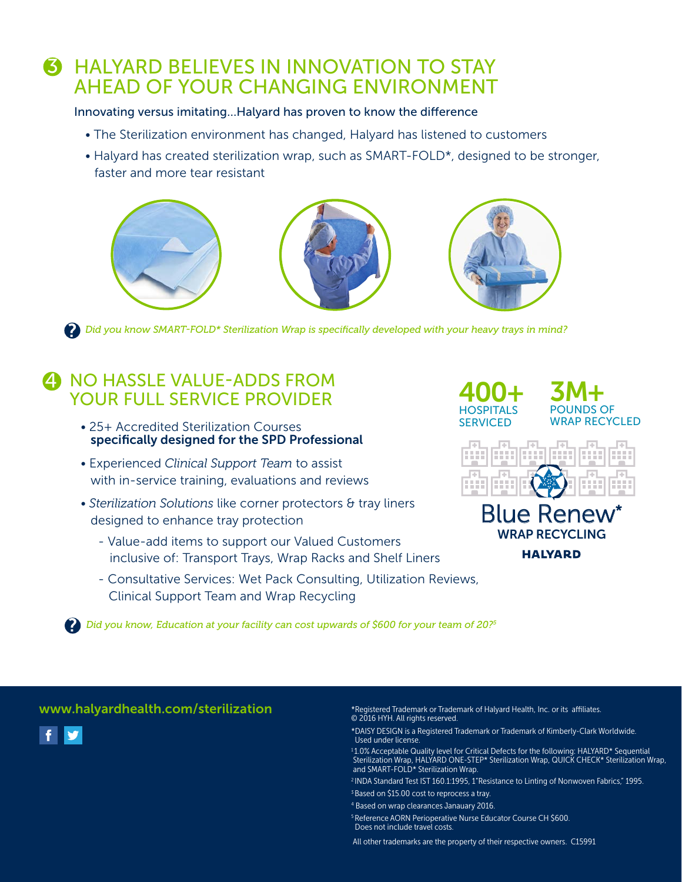## ❸ HALYARD BELIEVES IN INNOVATION TO STAY AHEAD OF YOUR CHANGING ENVIRONMENT

Innovating versus imitating…Halyard has proven to know the difference

- The Sterilization environment has changed, Halyard has listened to customers
- Halyard has created sterilization wrap, such as SMART-FOLD*, designed to be stronger, faster and more tear resistant

*Did you know SMART-FOLD* Sterilization Wrap is specifically developed with your heavy trays in mind?*

## ❹ NO HASSLE VALUE-ADDS FROM YOUR FULL SERVICE PROVIDER

- 25+ Accredited Sterilization Courses **specifically designed for the SPD Professional**
- Experienced *Clinical Support Team* to assist with in-service training, evaluations and reviews
- *Sterilization Solutions* like corner protectors & tray liners designed to enhance tray protection
  - Value-add items to support our Valued Customers inclusive of: Transport Trays, Wrap Racks and Shelf Liners
  - Consultative Services: Wet Pack Consulting, Utilization Reviews, Clinical Support Team and Wrap Recycling

400+ HOSPITALS SERVICED

3M+ POUNDS OF WRAP RECYCLED

Blue Renew* WRAP RECYCLING

HALYARD

*Did you know, Education at your facility can cost upwards of $600 for your team of 20?[5]*

www.halyardhealth.com/sterilization

*Registered Trademark or Trademark of Halyard Health, Inc. or its affiliates. © 2016 HYH. All rights reserved.

*DAISY DESIGN is a Registered Trademark or Trademark of Kimberly-Clark Worldwide. Used under license.

[1] 1.0% Acceptable Quality level for Critical Defects for the following: HALYARD* Sequential Sterilization Wrap, HALYARD ONE-STEP* Sterilization Wrap, QUICK CHECK* Sterilization Wrap, and SMART-FOLD* Sterilization Wrap.

[2] INDA Standard Test IST 160.1:1995, 1"Resistance to Linting of Nonwoven Fabrics," 1995.

[3] Based on $15.00 cost to reprocess a tray.

[4] Based on wrap clearances Janauary 2016.

[5] Reference AORN Perioperative Nurse Educator Course CH $600. Does not include travel costs.

All other trademarks are the property of their respective owners. C15991